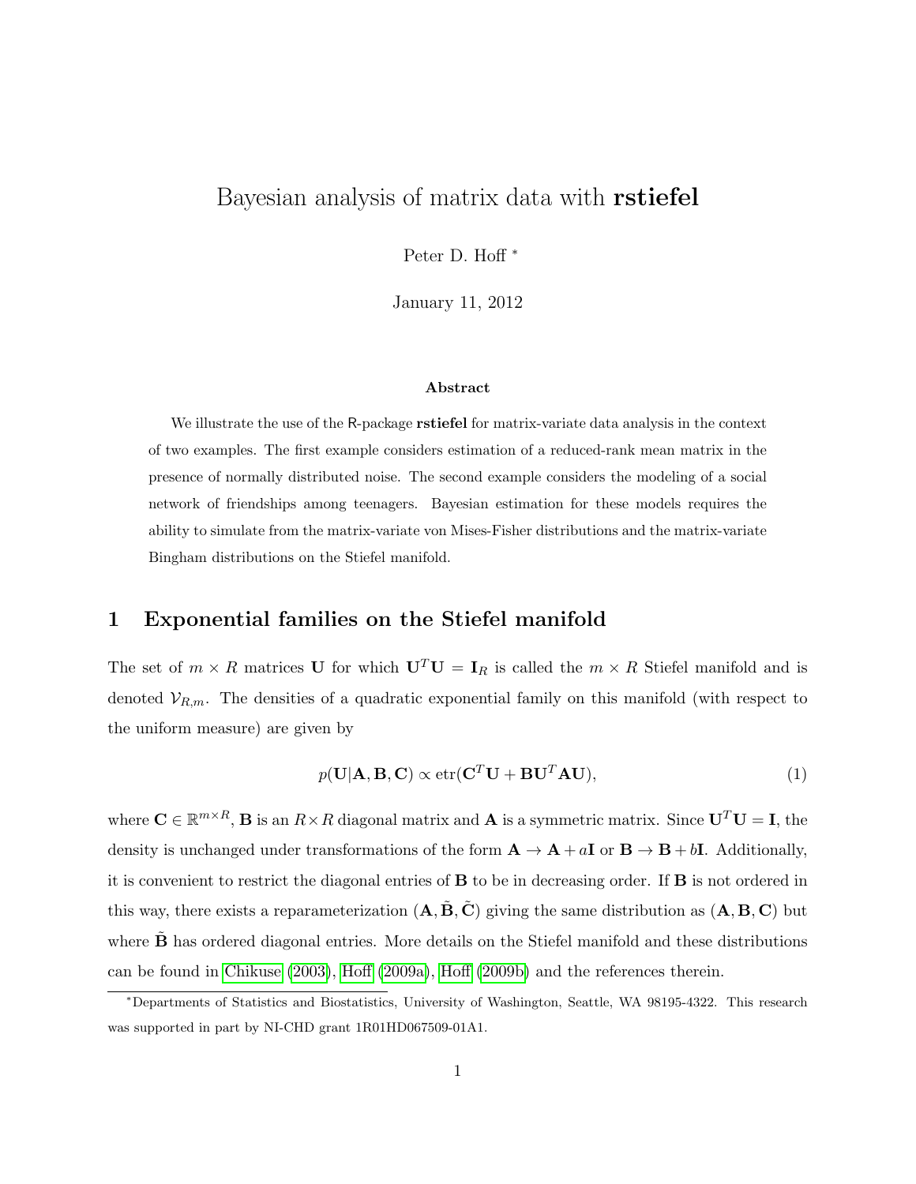# Bayesian analysis of matrix data with **rstiefel**

Peter D. Hoff [*]

January 11, 2012

### Abstract

We illustrate the use of the R-package **rstiefel** for matrix-variate data analysis in the context of two examples. The first example considers estimation of a reduced-rank mean matrix in the presence of normally distributed noise. The second example considers the modeling of a social network of friendships among teenagers. Bayesian estimation for these models requires the ability to simulate from the matrix-variate von Mises-Fisher distributions and the matrix-variate Bingham distributions on the Stiefel manifold.

## 1 Exponential families on the Stiefel manifold

The set of $m \times R$ matrices $\mathbf{U}$ for which $\mathbf{U}^T\mathbf{U} = \mathbf{I}_R$ is called the $m \times R$ Stiefel manifold and is denoted $\mathcal{V}_{R,m}$. The densities of a quadratic exponential family on this manifold (with respect to the uniform measure) are given by

$$p(\mathbf{U}|\mathbf{A}, \mathbf{B}, \mathbf{C}) \propto \text{etr}(\mathbf{C}^T\mathbf{U} + \mathbf{B}\mathbf{U}^T\mathbf{A}\mathbf{U}), \tag{1}$$

where $\mathbf{C} \in \mathbb{R}^{m\times R}$, $\mathbf{B}$ is an $R \times R$ diagonal matrix and $\mathbf{A}$ is a symmetric matrix. Since $\mathbf{U}^T\mathbf{U} = \mathbf{I}$, the density is unchanged under transformations of the form $\mathbf{A} \to \mathbf{A} + a\mathbf{I}$ or $\mathbf{B} \to \mathbf{B} + b\mathbf{I}$. Additionally, it is convenient to restrict the diagonal entries of $\mathbf{B}$ to be in decreasing order. If $\mathbf{B}$ is not ordered in this way, there exists a reparameterization $(\mathbf{A}, \tilde{\mathbf{B}}, \tilde{\mathbf{C}})$ giving the same distribution as $(\mathbf{A}, \mathbf{B}, \mathbf{C})$ but where $\tilde{\mathbf{B}}$ has ordered diagonal entries. More details on the Stiefel manifold and these distributions can be found in Chikuse (2003), Hoff (2009a), Hoff (2009b) and the references therein.

[*] Departments of Statistics and Biostatistics, University of Washington, Seattle, WA 98195-4322. This research was supported in part by NI-CHD grant 1R01HD067509-01A1.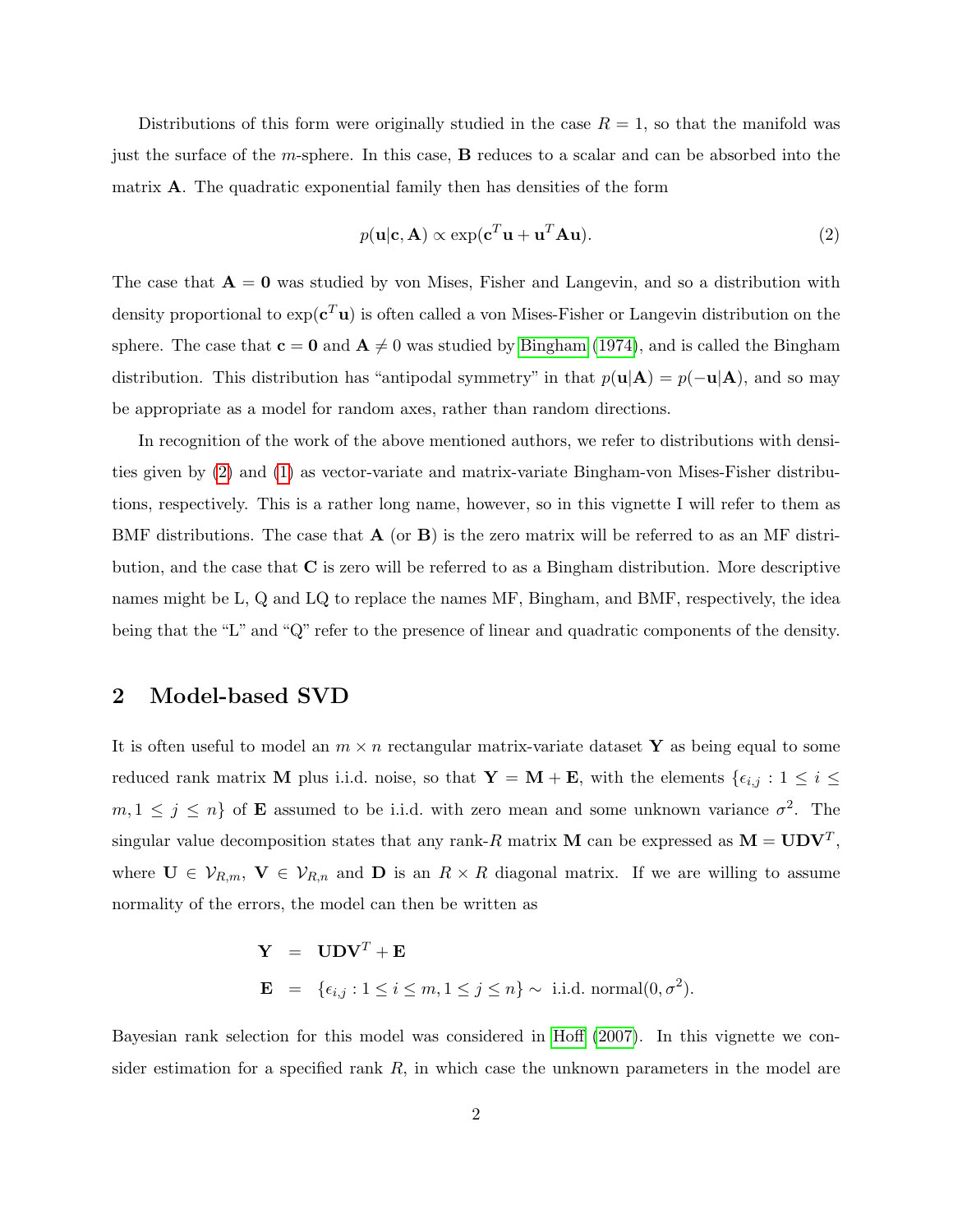Distributions of this form were originally studied in the case $R = 1$, so that the manifold was just the surface of the $m$-sphere. In this case, $\mathbf{B}$ reduces to a scalar and can be absorbed into the matrix $\mathbf{A}$. The quadratic exponential family then has densities of the form

$$p(\mathbf{u}|\mathbf{c}, \mathbf{A}) \propto \exp(\mathbf{c}^T \mathbf{u} + \mathbf{u}^T \mathbf{A} \mathbf{u}). \tag{2}$$

The case that $\mathbf{A} = \mathbf{0}$ was studied by von Mises, Fisher and Langevin, and so a distribution with density proportional to $\exp(\mathbf{c}^T \mathbf{u})$ is often called a von Mises-Fisher or Langevin distribution on the sphere. The case that $\mathbf{c} = \mathbf{0}$ and $\mathbf{A} \neq 0$ was studied by Bingham (1974), and is called the Bingham distribution. This distribution has "antipodal symmetry" in that $p(\mathbf{u}|\mathbf{A}) = p(-\mathbf{u}|\mathbf{A})$, and so may be appropriate as a model for random axes, rather than random directions.

In recognition of the work of the above mentioned authors, we refer to distributions with densities given by (2) and (1) as vector-variate and matrix-variate Bingham-von Mises-Fisher distributions, respectively. This is a rather long name, however, so in this vignette I will refer to them as BMF distributions. The case that $\mathbf{A}$ (or $\mathbf{B}$) is the zero matrix will be referred to as an MF distribution, and the case that $\mathbf{C}$ is zero will be referred to as a Bingham distribution. More descriptive names might be L, Q and LQ to replace the names MF, Bingham, and BMF, respectively, the idea being that the "L" and "Q" refer to the presence of linear and quadratic components of the density.

## 2 Model-based SVD

It is often useful to model an $m \times n$ rectangular matrix-variate dataset $\mathbf{Y}$ as being equal to some reduced rank matrix $\mathbf{M}$ plus i.i.d. noise, so that $\mathbf{Y} = \mathbf{M} + \mathbf{E}$, with the elements $\{\epsilon_{i,j} : 1 \leq i \leq m, 1 \leq j \leq n\}$ of $\mathbf{E}$ assumed to be i.i.d. with zero mean and some unknown variance $\sigma^2$. The singular value decomposition states that any rank-$R$ matrix $\mathbf{M}$ can be expressed as $\mathbf{M} = \mathbf{U}\mathbf{D}\mathbf{V}^T$, where $\mathbf{U} \in \mathcal{V}_{R,m}$, $\mathbf{V} \in \mathcal{V}_{R,n}$ and $\mathbf{D}$ is an $R \times R$ diagonal matrix. If we are willing to assume normality of the errors, the model can then be written as

$$\begin{aligned}
\mathbf{Y} &= \mathbf{U}\mathbf{D}\mathbf{V}^T + \mathbf{E} \\
\mathbf{E} &= \{\epsilon_{i,j} : 1 \leq i \leq m, 1 \leq j \leq n\} \sim \text{ i.i.d. normal}(0, \sigma^2).
\end{aligned}$$

Bayesian rank selection for this model was considered in Hoff (2007). In this vignette we consider estimation for a specified rank $R$, in which case the unknown parameters in the model are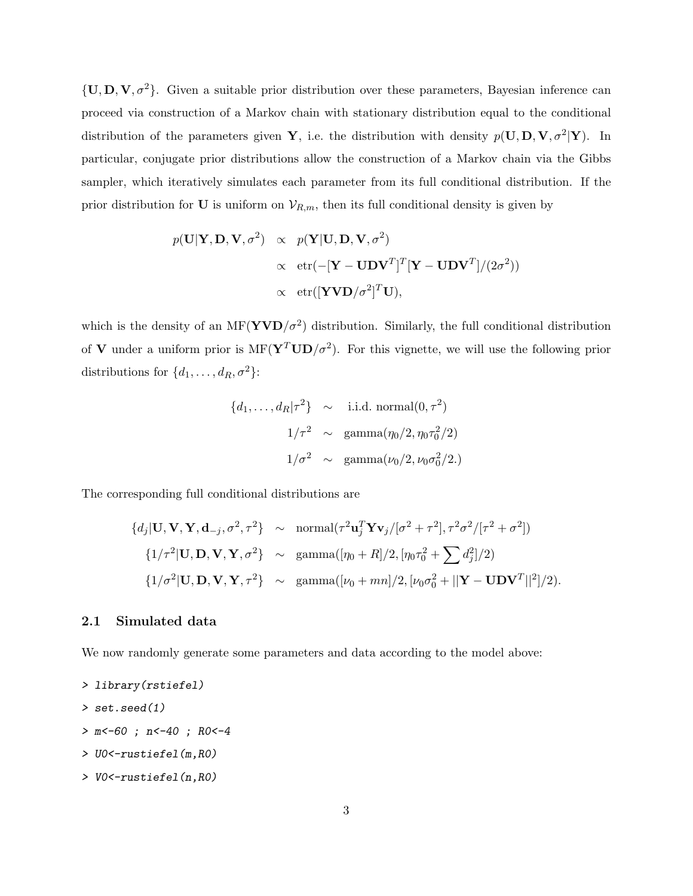$\{\mathbf{U}, \mathbf{D}, \mathbf{V}, \sigma^2\}$. Given a suitable prior distribution over these parameters, Bayesian inference can proceed via construction of a Markov chain with stationary distribution equal to the conditional distribution of the parameters given $\mathbf{Y}$, i.e. the distribution with density $p(\mathbf{U}, \mathbf{D}, \mathbf{V}, \sigma^2|\mathbf{Y})$. In particular, conjugate prior distributions allow the construction of a Markov chain via the Gibbs sampler, which iteratively simulates each parameter from its full conditional distribution. If the prior distribution for $\mathbf{U}$ is uniform on $\mathcal{V}_{R,m}$, then its full conditional density is given by

$$
\begin{aligned}
p(\mathbf{U}|\mathbf{Y}, \mathbf{D}, \mathbf{V}, \sigma^2) &\propto p(\mathbf{Y}|\mathbf{U}, \mathbf{D}, \mathbf{V}, \sigma^2) \\
&\propto \text{etr}(-[\mathbf{Y} - \mathbf{U}\mathbf{D}\mathbf{V}^T]^T[\mathbf{Y} - \mathbf{U}\mathbf{D}\mathbf{V}^T]/(2\sigma^2)) \\
&\propto \text{etr}([\mathbf{Y}\mathbf{V}\mathbf{D}/\sigma^2]^T\mathbf{U}),
\end{aligned}
$$

which is the density of an MF$(\mathbf{Y}\mathbf{V}\mathbf{D}/\sigma^2)$ distribution. Similarly, the full conditional distribution of $\mathbf{V}$ under a uniform prior is MF$(\mathbf{Y}^T\mathbf{U}\mathbf{D}/\sigma^2)$. For this vignette, we will use the following prior distributions for $\{d_1, \ldots, d_R, \sigma^2\}$:

$$
\begin{aligned}
\{d_1, \ldots, d_R|\tau^2\} &\sim \text{i.i.d. normal}(0, \tau^2) \\
1/\tau^2 &\sim \text{gamma}(\eta_0/2, \eta_0\tau_0^2/2) \\
1/\sigma^2 &\sim \text{gamma}(\nu_0/2, \nu_0\sigma_0^2/2.)
\end{aligned}
$$

The corresponding full conditional distributions are

$$
\begin{aligned}
\{d_j|\mathbf{U}, \mathbf{V}, \mathbf{Y}, \mathbf{d}_{-j}, \sigma^2, \tau^2\} &\sim \text{normal}(\tau^2\mathbf{u}_j^T\mathbf{Y}\mathbf{v}_j/[\sigma^2 + \tau^2], \tau^2\sigma^2/[\tau^2 + \sigma^2]) \\
\{1/\tau^2|\mathbf{U}, \mathbf{D}, \mathbf{V}, \mathbf{Y}, \sigma^2\} &\sim \text{gamma}([\eta_0 + R]/2, [\eta_0\tau_0^2 + \textstyle\sum d_j^2]/2) \\
\{1/\sigma^2|\mathbf{U}, \mathbf{D}, \mathbf{V}, \mathbf{Y}, \tau^2\} &\sim \text{gamma}([\nu_0 + mn]/2, [\nu_0\sigma_0^2 + ||\mathbf{Y} - \mathbf{U}\mathbf{D}\mathbf{V}^T||^2]/2).
\end{aligned}
$$

## 2.1 Simulated data

We now randomly generate some parameters and data according to the model above:

```
> library(rstiefel)
> set.seed(1)
> m<-60 ; n<-40 ; R0<-4
> U0<-rustiefel(m,R0)
> V0<-rustiefel(n,R0)
```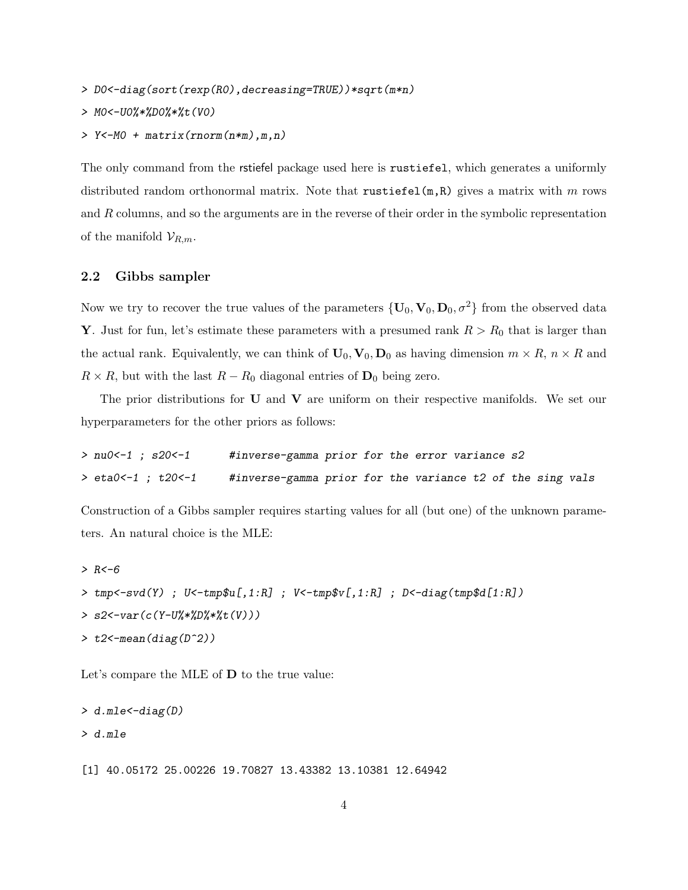```
> D0<-diag(sort(rexp(R0),decreasing=TRUE))*sqrt(m*n)
> M0<-U0%*%D0%*%t(V0)
> Y<-M0 + matrix(rnorm(n*m),m,n)
```

The only command from the rstiefel package used here is `rustiefel`, which generates a uniformly distributed random orthonormal matrix. Note that `rustiefel(m,R)` gives a matrix with $m$ rows and $R$ columns, and so the arguments are in the reverse of their order in the symbolic representation of the manifold $\mathcal{V}_{R,m}$.

## 2.2 Gibbs sampler

Now we try to recover the true values of the parameters $\{\mathbf{U}_0, \mathbf{V}_0, \mathbf{D}_0, \sigma^2\}$ from the observed data $\mathbf{Y}$. Just for fun, let's estimate these parameters with a presumed rank $R > R_0$ that is larger than the actual rank. Equivalently, we can think of $\mathbf{U}_0, \mathbf{V}_0, \mathbf{D}_0$ as having dimension $m \times R$, $n \times R$ and $R \times R$, but with the last $R - R_0$ diagonal entries of $\mathbf{D}_0$ being zero.

The prior distributions for $\mathbf{U}$ and $\mathbf{V}$ are uniform on their respective manifolds. We set our hyperparameters for the other priors as follows:

```
> nu0<-1 ; s20<-1       #inverse-gamma prior for the error variance s2
> eta0<-1 ; t20<-1      #inverse-gamma prior for the variance t2 of the sing vals
```

Construction of a Gibbs sampler requires starting values for all (but one) of the unknown parameters. An natural choice is the MLE:

```
> R<-6
> tmp<-svd(Y) ; U<-tmp$u[,1:R] ; V<-tmp$v[,1:R] ; D<-diag(tmp$d[1:R])
> s2<-var(c(Y-U%*%D%*%t(V)))
> t2<-mean(diag(D^2))
```

Let's compare the MLE of $\mathbf{D}$ to the true value:

```
> d.mle<-diag(D)
> d.mle

[1] 40.05172 25.00226 19.70827 13.43382 13.10381 12.64942
```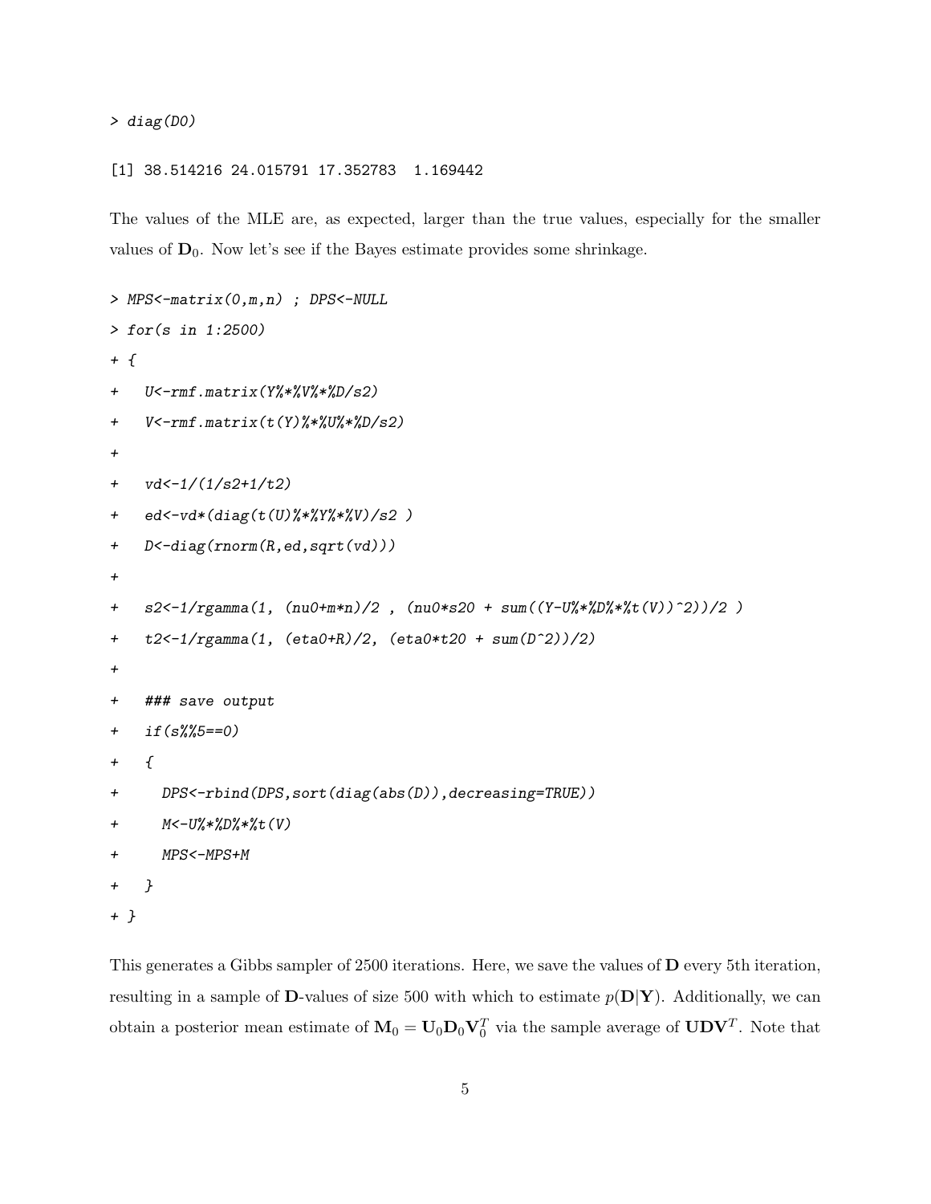```
> diag(D0)

[1] 38.514216 24.015791 17.352783  1.169442
```

The values of the MLE are, as expected, larger than the true values, especially for the smaller values of $\mathbf{D}_0$. Now let's see if the Bayes estimate provides some shrinkage.

```
> MPS<-matrix(0,m,n) ; DPS<-NULL
> for(s in 1:2500)
+ {
+   U<-rmf.matrix(Y%*%V%*%D/s2)
+   V<-rmf.matrix(t(Y)%*%U%*%D/s2)
+
+   vd<-1/(1/s2+1/t2)
+   ed<-vd*(diag(t(U)%*%Y%*%V)/s2 )
+   D<-diag(rnorm(R,ed,sqrt(vd)))
+
+   s2<-1/rgamma(1, (nu0+m*n)/2 , (nu0*s20 + sum((Y-U%*%D%*%t(V))^2))/2 )
+   t2<-1/rgamma(1, (eta0+R)/2, (eta0*t20 + sum(D^2))/2)
+
+   ### save output
+   if(s%%5==0)
+   {
+     DPS<-rbind(DPS,sort(diag(abs(D)),decreasing=TRUE))
+     M<-U%*%D%*%t(V)
+     MPS<-MPS+M
+   }
+ }
```

This generates a Gibbs sampler of 2500 iterations. Here, we save the values of $\mathbf{D}$ every 5th iteration, resulting in a sample of $\mathbf{D}$-values of size 500 with which to estimate $p(\mathbf{D}|\mathbf{Y})$. Additionally, we can obtain a posterior mean estimate of $\mathbf{M}_0 = \mathbf{U}_0\mathbf{D}_0\mathbf{V}_0^T$ via the sample average of $\mathbf{U}\mathbf{D}\mathbf{V}^T$. Note that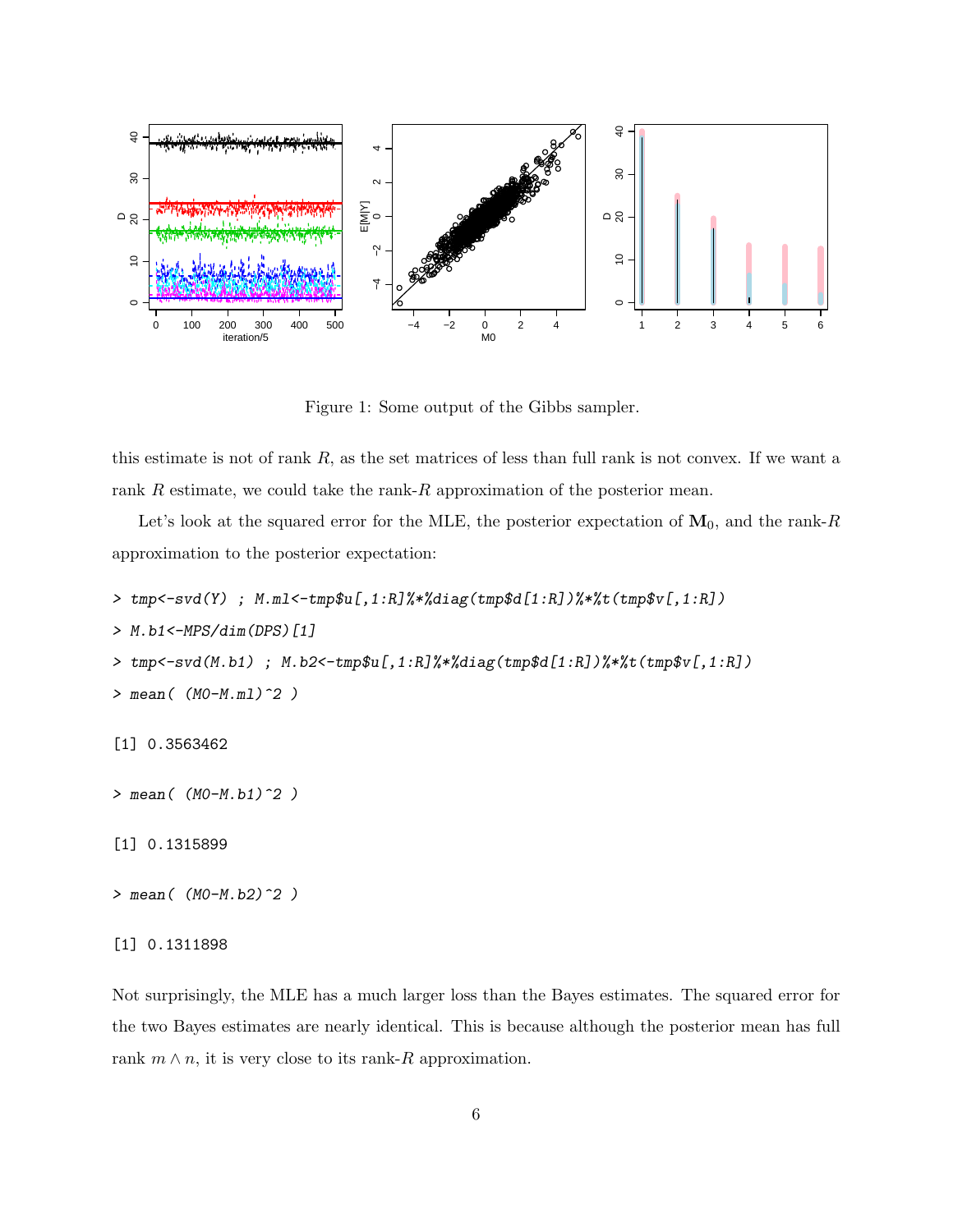40
30
D 20
10
0
0 100 200 300 400 500
iteration/5

4
2
E[M|Y] 0
−2
−4
−4 −2 0 2 4
M0

40
30
D 20
10
0
1 2 3 4 5 6

Figure 1: Some output of the Gibbs sampler.

this estimate is not of rank $R$, as the set matrices of less than full rank is not convex. If we want a rank $R$ estimate, we could take the rank-$R$ approximation of the posterior mean.

Let's look at the squared error for the MLE, the posterior expectation of $\mathbf{M}_0$, and the rank-$R$ approximation to the posterior expectation:

```
> tmp<-svd(Y) ; M.ml<-tmp$u[,1:R]%*%diag(tmp$d[1:R])%*%t(tmp$v[,1:R])
> M.b1<-MPS/dim(DPS)[1]
> tmp<-svd(M.b1) ; M.b2<-tmp$u[,1:R]%*%diag(tmp$d[1:R])%*%t(tmp$v[,1:R])
> mean( (M0-M.ml)^2 )

[1] 0.3563462

> mean( (M0-M.b1)^2 )

[1] 0.1315899

> mean( (M0-M.b2)^2 )

[1] 0.1311898
```

Not surprisingly, the MLE has a much larger loss than the Bayes estimates. The squared error for the two Bayes estimates are nearly identical. This is because although the posterior mean has full rank $m \wedge n$, it is very close to its rank-$R$ approximation.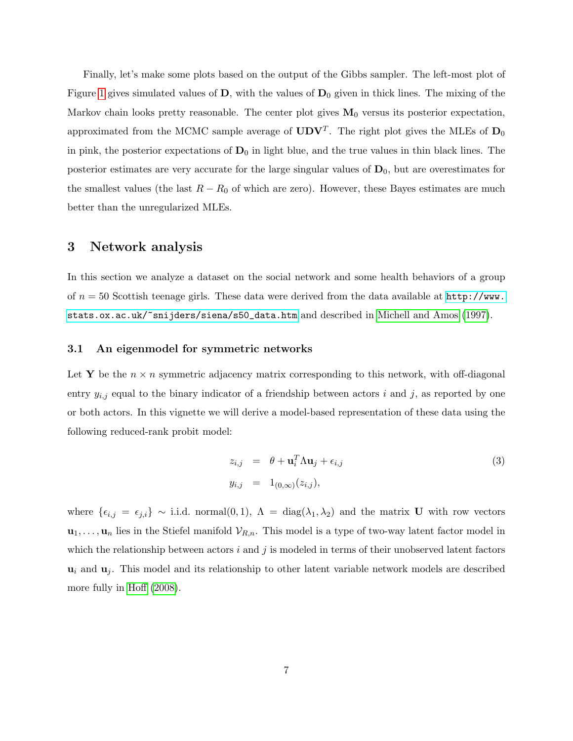Finally, let's make some plots based on the output of the Gibbs sampler. The left-most plot of Figure 1 gives simulated values of $\mathbf{D}$, with the values of $\mathbf{D}_0$ given in thick lines. The mixing of the Markov chain looks pretty reasonable. The center plot gives $\mathbf{M}_0$ versus its posterior expectation, approximated from the MCMC sample average of $\mathbf{U}\mathbf{D}\mathbf{V}^T$. The right plot gives the MLEs of $\mathbf{D}_0$ in pink, the posterior expectations of $\mathbf{D}_0$ in light blue, and the true values in thin black lines. The posterior estimates are very accurate for the large singular values of $\mathbf{D}_0$, but are overestimates for the smallest values (the last $R - R_0$ of which are zero). However, these Bayes estimates are much better than the unregularized MLEs.

## 3 Network analysis

In this section we analyze a dataset on the social network and some health behaviors of a group of $n = 50$ Scottish teenage girls. These data were derived from the data available at http://www.stats.ox.ac.uk/~snijders/siena/s50_data.htm and described in Michell and Amos (1997).

### 3.1 An eigenmodel for symmetric networks

Let $\mathbf{Y}$ be the $n \times n$ symmetric adjacency matrix corresponding to this network, with off-diagonal entry $y_{i,j}$ equal to the binary indicator of a friendship between actors $i$ and $j$, as reported by one or both actors. In this vignette we will derive a model-based representation of these data using the following reduced-rank probit model:

$$
\begin{aligned}
z_{i,j} &= \theta + \mathbf{u}_i^T \Lambda \mathbf{u}_j + \epsilon_{i,j} \\
y_{i,j} &= 1_{(0,\infty)}(z_{i,j}),
\end{aligned}
\tag{3}
$$

where $\{\epsilon_{i,j} = \epsilon_{j,i}\} \sim$ i.i.d. normal$(0,1)$, $\Lambda = \text{diag}(\lambda_1, \lambda_2)$ and the matrix $\mathbf{U}$ with row vectors $\mathbf{u}_1, \ldots, \mathbf{u}_n$ lies in the Stiefel manifold $\mathcal{V}_{R,n}$. This model is a type of two-way latent factor model in which the relationship between actors $i$ and $j$ is modeled in terms of their unobserved latent factors $\mathbf{u}_i$ and $\mathbf{u}_j$. This model and its relationship to other latent variable network models are described more fully in Hoff (2008).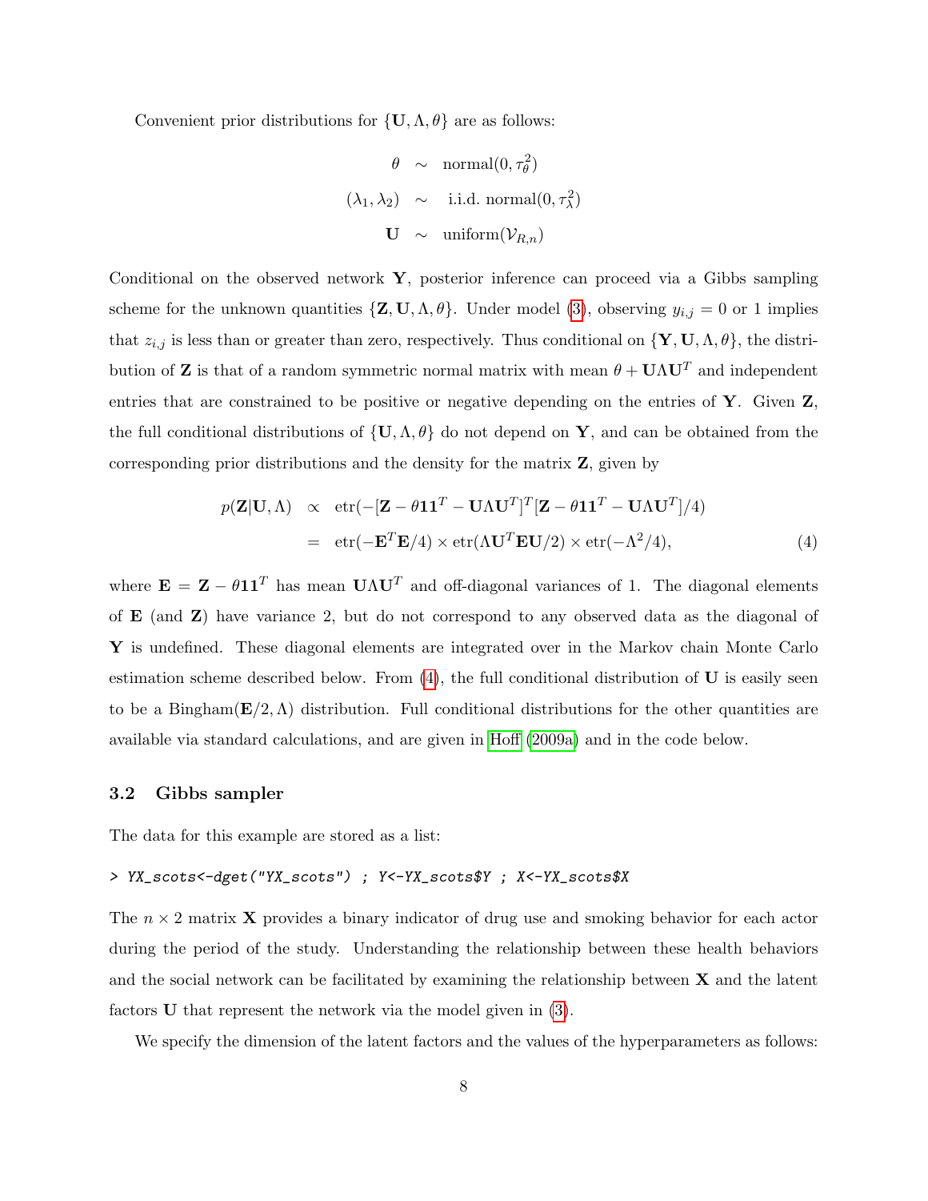Convenient prior distributions for $\{\mathbf{U}, \Lambda, \theta\}$ are as follows:

$$
\begin{aligned}
\theta &\sim \text{normal}(0, \tau_\theta^2) \\
(\lambda_1, \lambda_2) &\sim \text{i.i.d. normal}(0, \tau_\lambda^2) \\
\mathbf{U} &\sim \text{uniform}(\mathcal{V}_{R,n})
\end{aligned}
$$

Conditional on the observed network $\mathbf{Y}$, posterior inference can proceed via a Gibbs sampling scheme for the unknown quantities $\{\mathbf{Z}, \mathbf{U}, \Lambda, \theta\}$. Under model (3), observing $y_{i,j} = 0$ or 1 implies that $z_{i,j}$ is less than or greater than zero, respectively. Thus conditional on $\{\mathbf{Y}, \mathbf{U}, \Lambda, \theta\}$, the distribution of $\mathbf{Z}$ is that of a random symmetric normal matrix with mean $\theta + \mathbf{U}\Lambda\mathbf{U}^T$ and independent entries that are constrained to be positive or negative depending on the entries of $\mathbf{Y}$. Given $\mathbf{Z}$, the full conditional distributions of $\{\mathbf{U}, \Lambda, \theta\}$ do not depend on $\mathbf{Y}$, and can be obtained from the corresponding prior distributions and the density for the matrix $\mathbf{Z}$, given by

$$
\begin{aligned}
p(\mathbf{Z}|\mathbf{U}, \Lambda) &\propto \text{etr}(-[\mathbf{Z} - \theta\mathbf{1}\mathbf{1}^T - \mathbf{U}\Lambda\mathbf{U}^T]^T[\mathbf{Z} - \theta\mathbf{1}\mathbf{1}^T - \mathbf{U}\Lambda\mathbf{U}^T]/4) \\
&= \text{etr}(-\mathbf{E}^T\mathbf{E}/4) \times \text{etr}(\Lambda\mathbf{U}^T\mathbf{E}\mathbf{U}/2) \times \text{etr}(-\Lambda^2/4), \qquad (4)
\end{aligned}
$$

where $\mathbf{E} = \mathbf{Z} - \theta\mathbf{1}\mathbf{1}^T$ has mean $\mathbf{U}\Lambda\mathbf{U}^T$ and off-diagonal variances of 1. The diagonal elements of $\mathbf{E}$ (and $\mathbf{Z}$) have variance 2, but do not correspond to any observed data as the diagonal of $\mathbf{Y}$ is undefined. These diagonal elements are integrated over in the Markov chain Monte Carlo estimation scheme described below. From (4), the full conditional distribution of $\mathbf{U}$ is easily seen to be a Bingham($\mathbf{E}/2, \Lambda$) distribution. Full conditional distributions for the other quantities are available via standard calculations, and are given in Hoff (2009a) and in the code below.

### 3.2 Gibbs sampler

The data for this example are stored as a list:

```
> YX_scots<-dget("YX_scots") ; Y<-YX_scots$Y ; X<-YX_scots$X
```

The $n \times 2$ matrix $\mathbf{X}$ provides a binary indicator of drug use and smoking behavior for each actor during the period of the study. Understanding the relationship between these health behaviors and the social network can be facilitated by examining the relationship between $\mathbf{X}$ and the latent factors $\mathbf{U}$ that represent the network via the model given in (3).

We specify the dimension of the latent factors and the values of the hyperparameters as follows: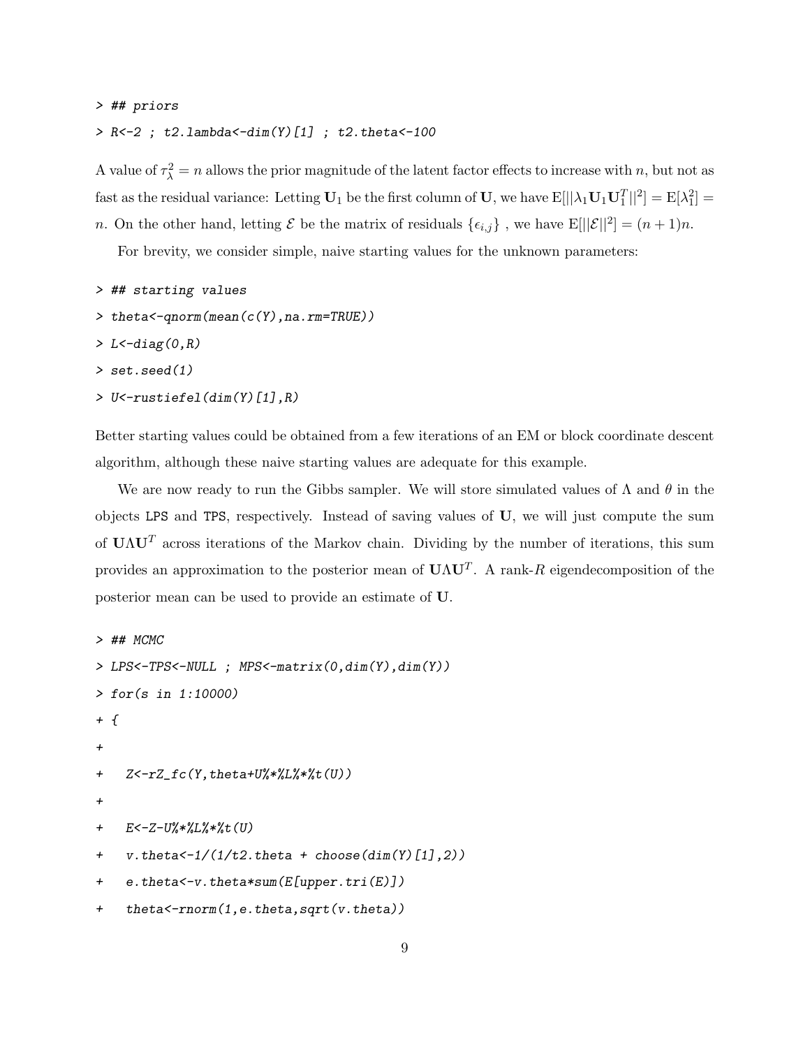```
> ## priors
> R<-2 ; t2.lambda<-dim(Y)[1] ; t2.theta<-100
```

A value of $\tau^2_\lambda = n$ allows the prior magnitude of the latent factor effects to increase with $n$, but not as fast as the residual variance: Letting $\mathbf{U}_1$ be the first column of $\mathbf{U}$, we have $\mathrm{E}[||\lambda_1 \mathbf{U}_1 \mathbf{U}_1^T||^2] = \mathrm{E}[\lambda_1^2] = n$. On the other hand, letting $\mathcal{E}$ be the matrix of residuals $\{\epsilon_{i,j}\}$ , we have $\mathrm{E}[||\mathcal{E}||^2] = (n+1)n$.

For brevity, we consider simple, naive starting values for the unknown parameters:

```
> ## starting values
> theta<-qnorm(mean(c(Y),na.rm=TRUE))
> L<-diag(0,R)
> set.seed(1)
> U<-rustiefel(dim(Y)[1],R)
```

Better starting values could be obtained from a few iterations of an EM or block coordinate descent algorithm, although these naive starting values are adequate for this example.

We are now ready to run the Gibbs sampler. We will store simulated values of $\Lambda$ and $\theta$ in the objects LPS and TPS, respectively. Instead of saving values of $\mathbf{U}$, we will just compute the sum of $\mathbf{U}\Lambda\mathbf{U}^T$ across iterations of the Markov chain. Dividing by the number of iterations, this sum provides an approximation to the posterior mean of $\mathbf{U}\Lambda\mathbf{U}^T$. A rank-$R$ eigendecomposition of the posterior mean can be used to provide an estimate of $\mathbf{U}$.

```
> ## MCMC
> LPS<-TPS<-NULL ; MPS<-matrix(0,dim(Y),dim(Y))
> for(s in 1:10000)
+ {
+
+   Z<-rZ_fc(Y,theta+U%*%L%*%t(U))
+
+   E<-Z-U%*%L%*%t(U)
+   v.theta<-1/(1/t2.theta + choose(dim(Y)[1],2))
+   e.theta<-v.theta*sum(E[upper.tri(E)])
+   theta<-rnorm(1,e.theta,sqrt(v.theta))
```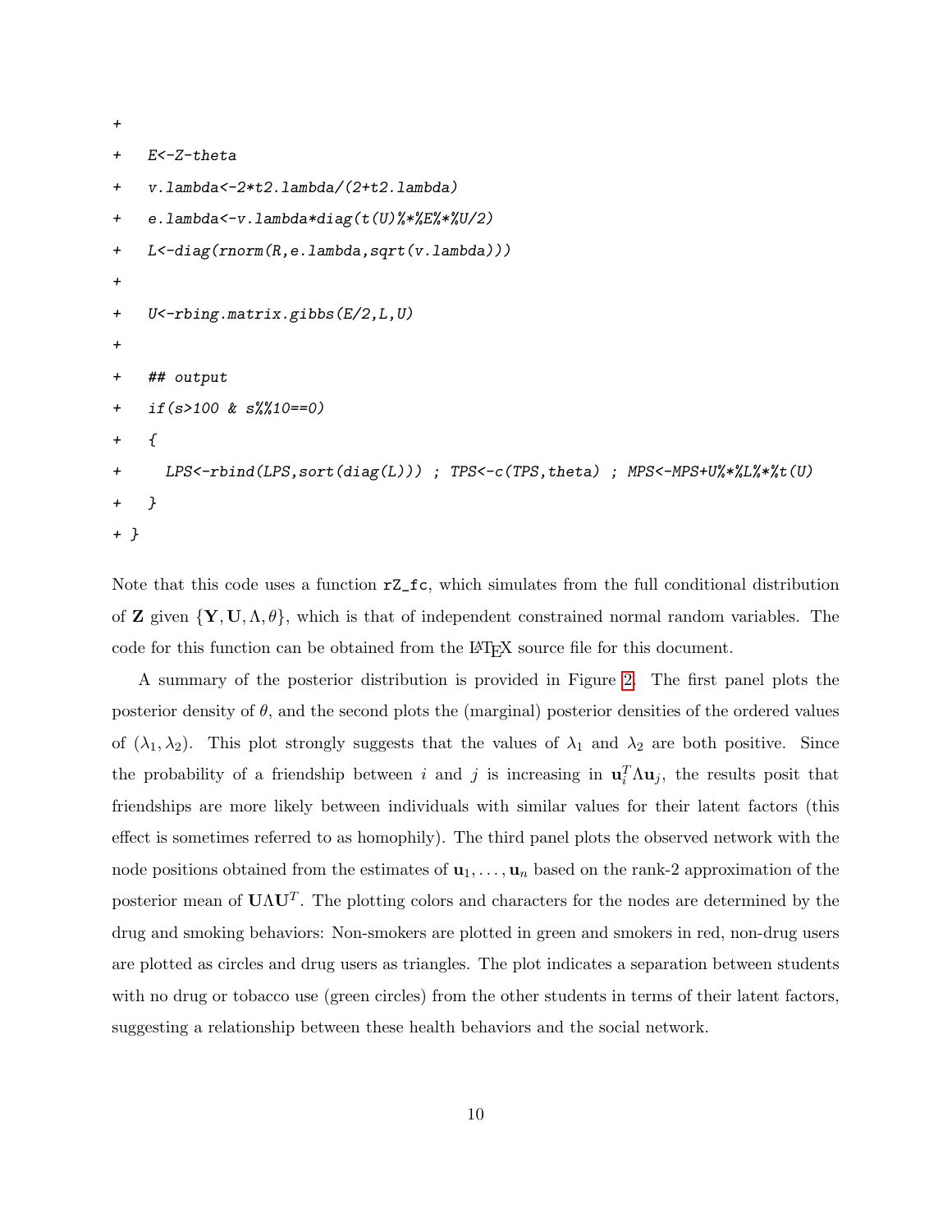```
+
+   E<-Z-theta
+   v.lambda<-2*t2.lambda/(2+t2.lambda)
+   e.lambda<-v.lambda*diag(t(U)%*%E%*%U/2)
+   L<-diag(rnorm(R,e.lambda,sqrt(v.lambda)))
+
+   U<-rbing.matrix.gibbs(E/2,L,U)
+
+   ## output
+   if(s>100 & s%%10==0)
+   {
+     LPS<-rbind(LPS,sort(diag(L))) ; TPS<-c(TPS,theta) ; MPS<-MPS+U%*%L%*%t(U)
+   }
+ }
```

Note that this code uses a function `rZ_fc`, which simulates from the full conditional distribution of $\mathbf{Z}$ given $\{\mathbf{Y}, \mathbf{U}, \Lambda, \theta\}$, which is that of independent constrained normal random variables. The code for this function can be obtained from the LaTeX source file for this document.

A summary of the posterior distribution is provided in Figure 2. The first panel plots the posterior density of $\theta$, and the second plots the (marginal) posterior densities of the ordered values of $(\lambda_1, \lambda_2)$. This plot strongly suggests that the values of $\lambda_1$ and $\lambda_2$ are both positive. Since the probability of a friendship between $i$ and $j$ is increasing in $\mathbf{u}_i^T \Lambda \mathbf{u}_j$, the results posit that friendships are more likely between individuals with similar values for their latent factors (this effect is sometimes referred to as homophily). The third panel plots the observed network with the node positions obtained from the estimates of $\mathbf{u}_1, \ldots, \mathbf{u}_n$ based on the rank-2 approximation of the posterior mean of $\mathbf{U}\Lambda\mathbf{U}^T$. The plotting colors and characters for the nodes are determined by the drug and smoking behaviors: Non-smokers are plotted in green and smokers in red, non-drug users are plotted as circles and drug users as triangles. The plot indicates a separation between students with no drug or tobacco use (green circles) from the other students in terms of their latent factors, suggesting a relationship between these health behaviors and the social network.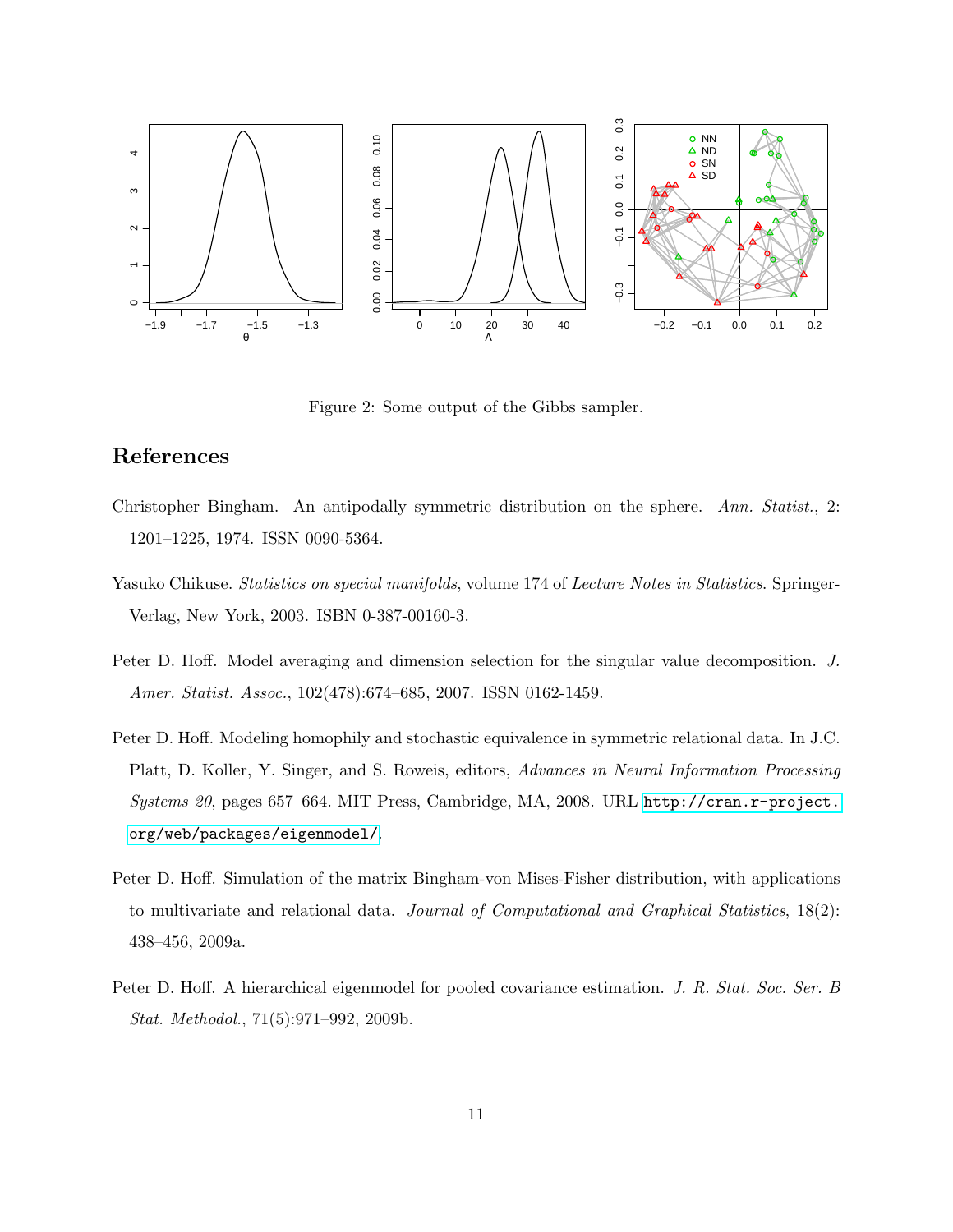−1.9 −1.7 −1.5 −1.3
θ
0 1 2 3 4

0 10 20 30 40
Λ
0.00 0.02 0.04 0.06 0.08 0.10

−0.2 −0.1 0.0 0.1 0.2
−0.3 −0.1 0.0 0.1 0.2 0.3
NN
ND
SN
SD

Figure 2: Some output of the Gibbs sampler.

## References

Christopher Bingham. An antipodally symmetric distribution on the sphere. *Ann. Statist.*, 2: 1201–1225, 1974. ISSN 0090-5364.

Yasuko Chikuse. *Statistics on special manifolds*, volume 174 of *Lecture Notes in Statistics*. Springer-Verlag, New York, 2003. ISBN 0-387-00160-3.

Peter D. Hoff. Model averaging and dimension selection for the singular value decomposition. *J. Amer. Statist. Assoc.*, 102(478):674–685, 2007. ISSN 0162-1459.

Peter D. Hoff. Modeling homophily and stochastic equivalence in symmetric relational data. In J.C. Platt, D. Koller, Y. Singer, and S. Roweis, editors, *Advances in Neural Information Processing Systems 20*, pages 657–664. MIT Press, Cambridge, MA, 2008. URL http://cran.r-project.org/web/packages/eigenmodel/.

Peter D. Hoff. Simulation of the matrix Bingham-von Mises-Fisher distribution, with applications to multivariate and relational data. *Journal of Computational and Graphical Statistics*, 18(2): 438–456, 2009a.

Peter D. Hoff. A hierarchical eigenmodel for pooled covariance estimation. *J. R. Stat. Soc. Ser. B Stat. Methodol.*, 71(5):971–992, 2009b.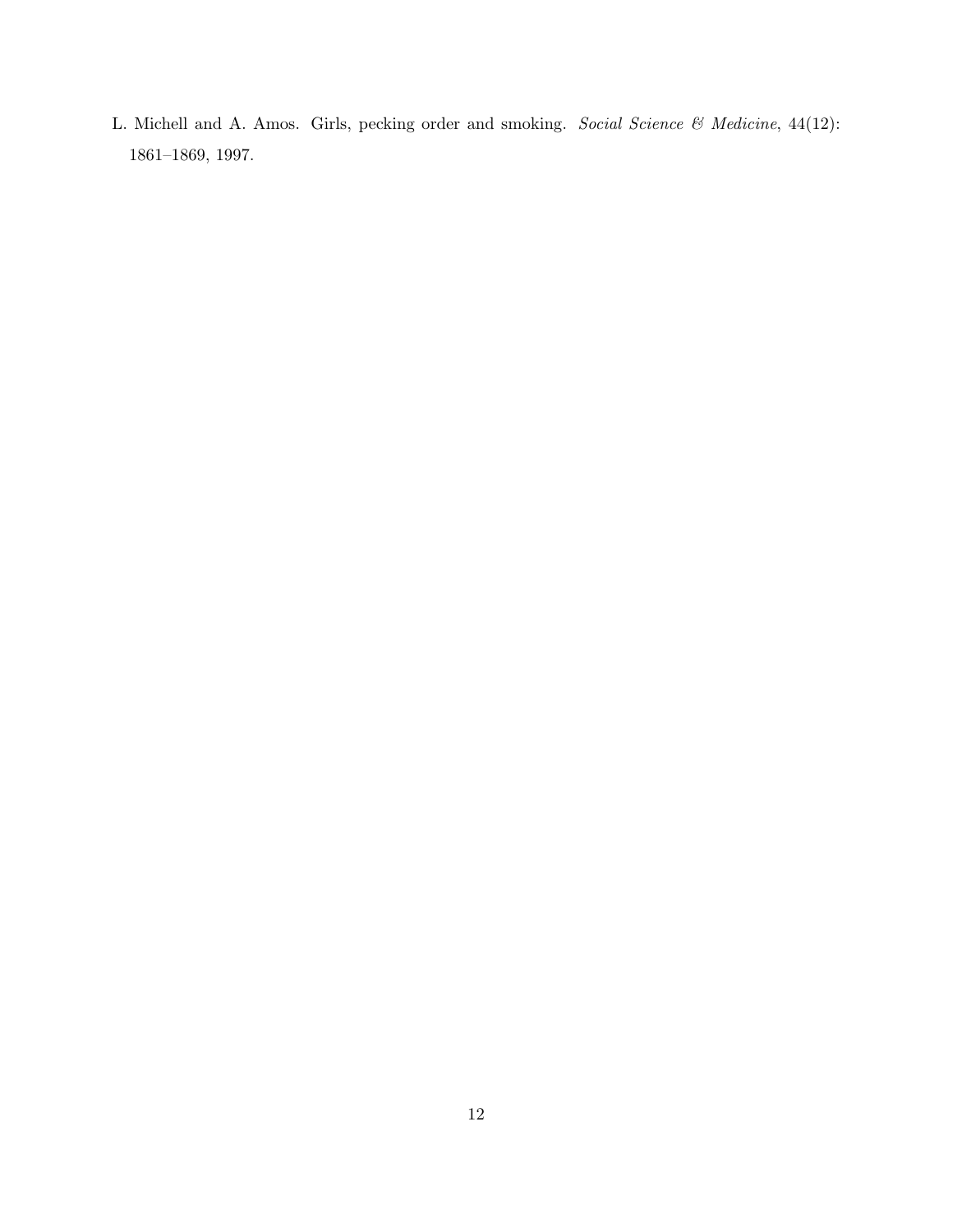L. Michell and A. Amos. Girls, pecking order and smoking. *Social Science & Medicine*, 44(12): 1861–1869, 1997.